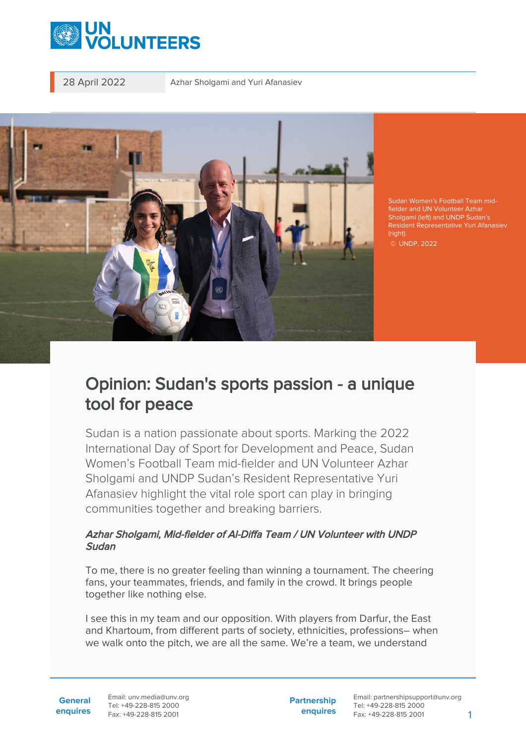28 April 2022

Azhar Sholgami and Yuri Afanasiev

Sudan Women's Football Team mid-fielder and UN Volunteer Azhar Sholgami (left) and UNDP Sudan's Resident Representative Yuri Afanasiev (right).
© UNDP, 2022

# Opinion: Sudan's sports passion - a unique tool for peace

Sudan is a nation passionate about sports. Marking the 2022 International Day of Sport for Development and Peace, Sudan Women's Football Team mid-fielder and UN Volunteer Azhar Sholgami and UNDP Sudan's Resident Representative Yuri Afanasiev highlight the vital role sport can play in bringing communities together and breaking barriers.

*Azhar Sholgami, Mid-fielder of Al-Diffa Team / UN Volunteer with UNDP Sudan*

To me, there is no greater feeling than winning a tournament. The cheering fans, your teammates, friends, and family in the crowd. It brings people together like nothing else.

I see this in my team and our opposition. With players from Darfur, the East and Khartoum, from different parts of society, ethnicities, professions– when we walk onto the pitch, we are all the same. We're a team, we understand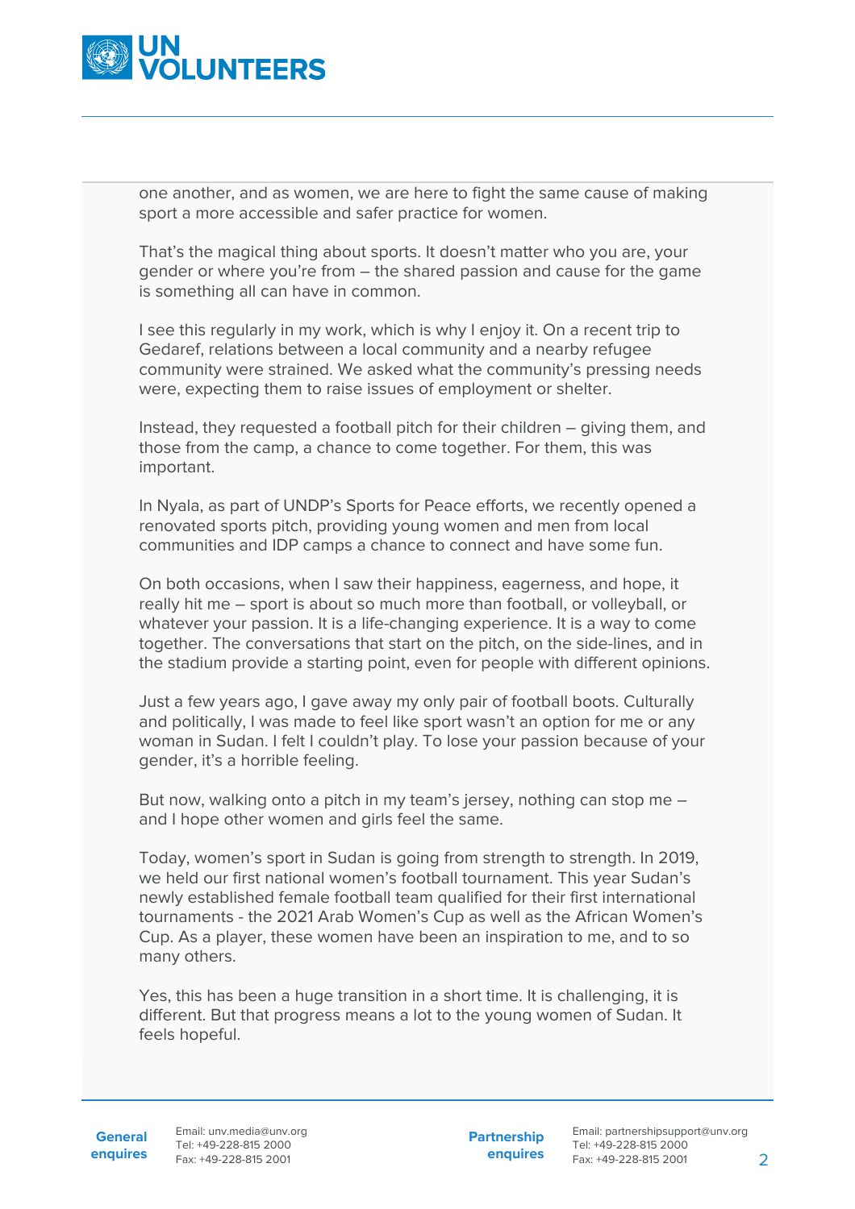one another, and as women, we are here to fight the same cause of making sport a more accessible and safer practice for women.

That's the magical thing about sports. It doesn't matter who you are, your gender or where you're from – the shared passion and cause for the game is something all can have in common.

I see this regularly in my work, which is why I enjoy it. On a recent trip to Gedaref, relations between a local community and a nearby refugee community were strained. We asked what the community's pressing needs were, expecting them to raise issues of employment or shelter.

Instead, they requested a football pitch for their children – giving them, and those from the camp, a chance to come together. For them, this was important.

In Nyala, as part of UNDP's Sports for Peace efforts, we recently opened a renovated sports pitch, providing young women and men from local communities and IDP camps a chance to connect and have some fun.

On both occasions, when I saw their happiness, eagerness, and hope, it really hit me – sport is about so much more than football, or volleyball, or whatever your passion. It is a life-changing experience. It is a way to come together. The conversations that start on the pitch, on the side-lines, and in the stadium provide a starting point, even for people with different opinions.

Just a few years ago, I gave away my only pair of football boots. Culturally and politically, I was made to feel like sport wasn't an option for me or any woman in Sudan. I felt I couldn't play. To lose your passion because of your gender, it's a horrible feeling.

But now, walking onto a pitch in my team's jersey, nothing can stop me – and I hope other women and girls feel the same.

Today, women's sport in Sudan is going from strength to strength. In 2019, we held our first national women's football tournament. This year Sudan's newly established female football team qualified for their first international tournaments - the 2021 Arab Women's Cup as well as the African Women's Cup. As a player, these women have been an inspiration to me, and to so many others.

Yes, this has been a huge transition in a short time. It is challenging, it is different. But that progress means a lot to the young women of Sudan. It feels hopeful.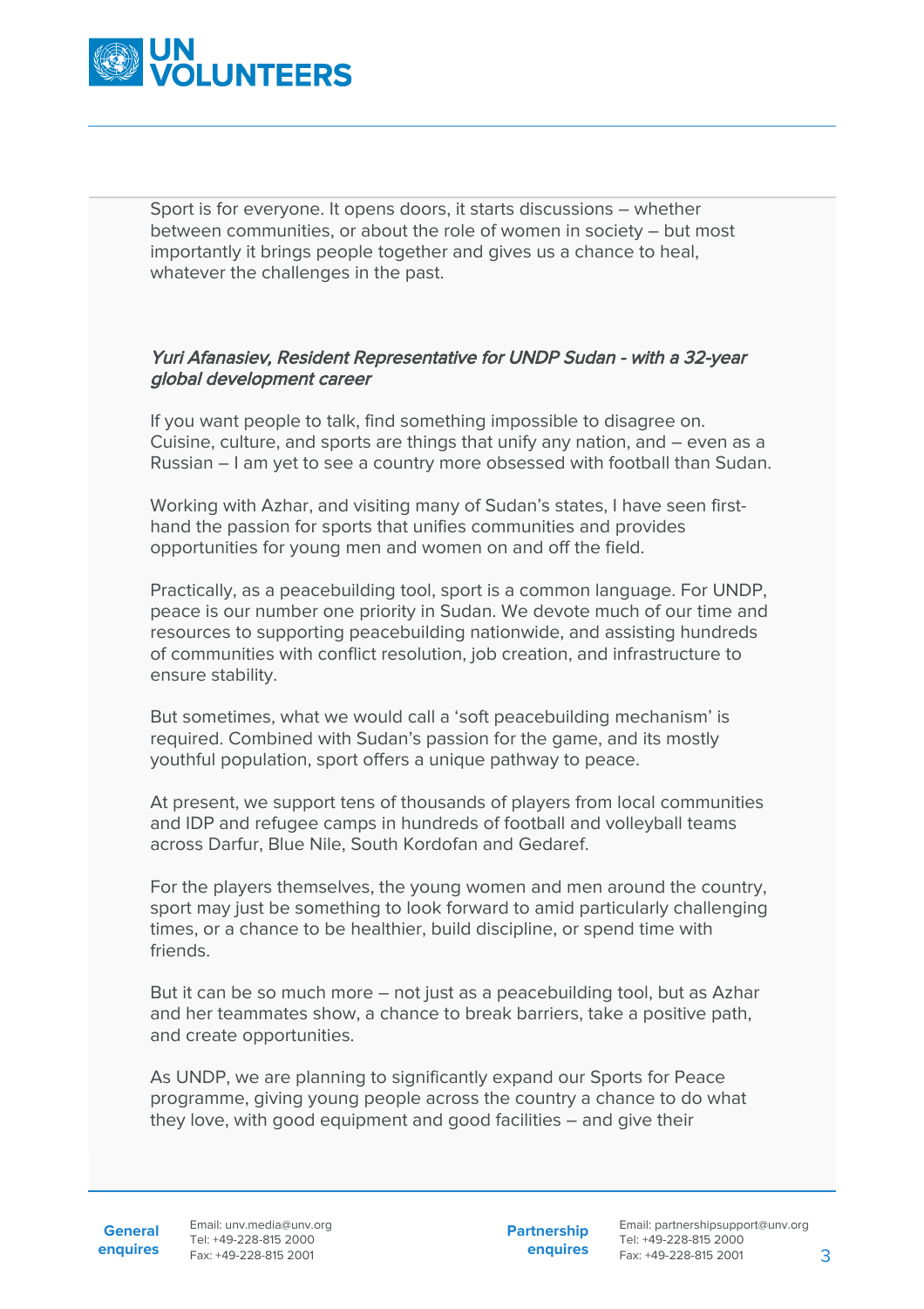Sport is for everyone. It opens doors, it starts discussions – whether between communities, or about the role of women in society – but most importantly it brings people together and gives us a chance to heal, whatever the challenges in the past.

*Yuri Afanasiev, Resident Representative for UNDP Sudan - with a 32-year global development career*

If you want people to talk, find something impossible to disagree on. Cuisine, culture, and sports are things that unify any nation, and – even as a Russian – I am yet to see a country more obsessed with football than Sudan.

Working with Azhar, and visiting many of Sudan's states, I have seen first-hand the passion for sports that unifies communities and provides opportunities for young men and women on and off the field.

Practically, as a peacebuilding tool, sport is a common language. For UNDP, peace is our number one priority in Sudan. We devote much of our time and resources to supporting peacebuilding nationwide, and assisting hundreds of communities with conflict resolution, job creation, and infrastructure to ensure stability.

But sometimes, what we would call a 'soft peacebuilding mechanism' is required. Combined with Sudan's passion for the game, and its mostly youthful population, sport offers a unique pathway to peace.

At present, we support tens of thousands of players from local communities and IDP and refugee camps in hundreds of football and volleyball teams across Darfur, Blue Nile, South Kordofan and Gedaref.

For the players themselves, the young women and men around the country, sport may just be something to look forward to amid particularly challenging times, or a chance to be healthier, build discipline, or spend time with friends.

But it can be so much more – not just as a peacebuilding tool, but as Azhar and her teammates show, a chance to break barriers, take a positive path, and create opportunities.

As UNDP, we are planning to significantly expand our Sports for Peace programme, giving young people across the country a chance to do what they love, with good equipment and good facilities – and give their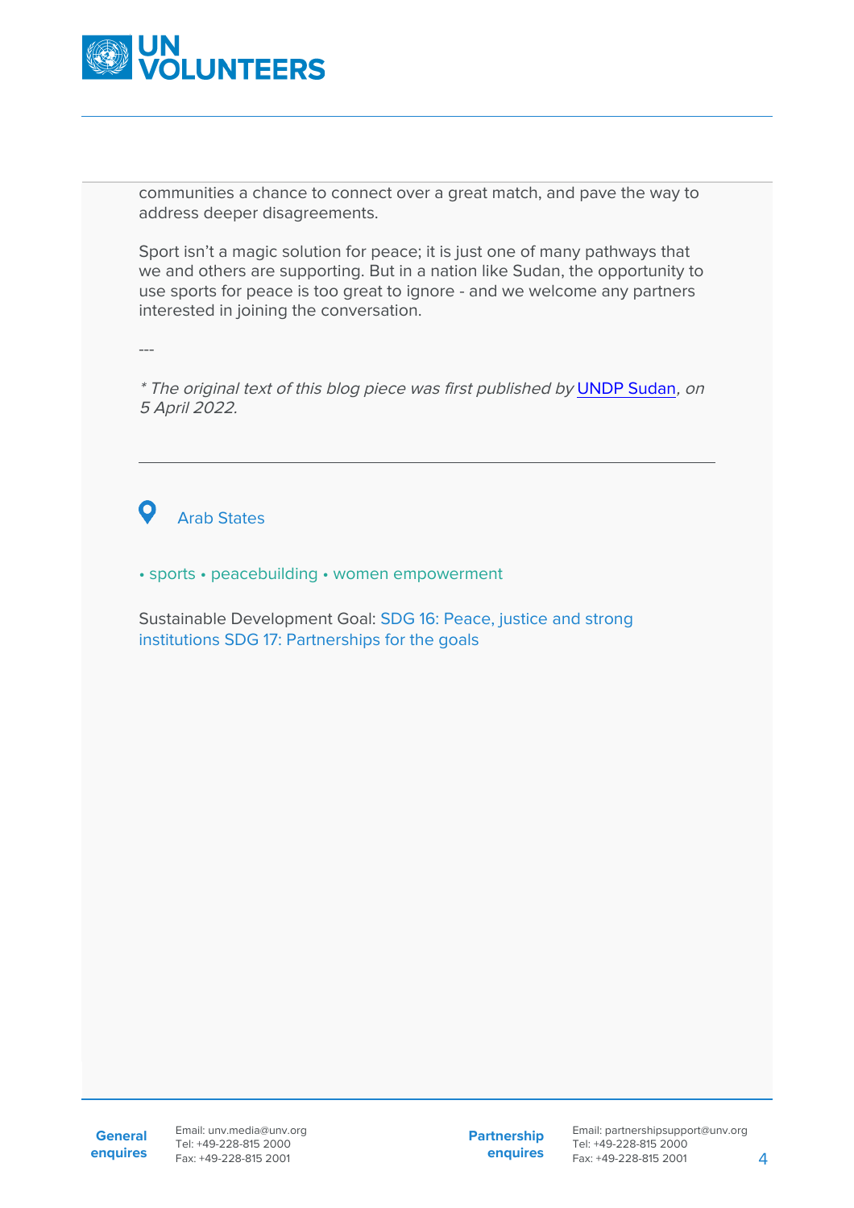communities a chance to connect over a great match, and pave the way to address deeper disagreements.

Sport isn't a magic solution for peace; it is just one of many pathways that we and others are supporting. But in a nation like Sudan, the opportunity to use sports for peace is too great to ignore - and we welcome any partners interested in joining the conversation.

---

*\* The original text of this blog piece was first published by [UNDP Sudan](), on 5 April 2022.*

---

Arab States

• sports • peacebuilding • women empowerment

Sustainable Development Goal: SDG 16: Peace, justice and strong institutions SDG 17: Partnerships for the goals

**General enquires** Email: unv.media@unv.org Tel: +49-228-815 2000 Fax: +49-228-815 2001

**Partnership enquires** Email: partnershipsupport@unv.org Tel: +49-228-815 2000 Fax: +49-228-815 2001